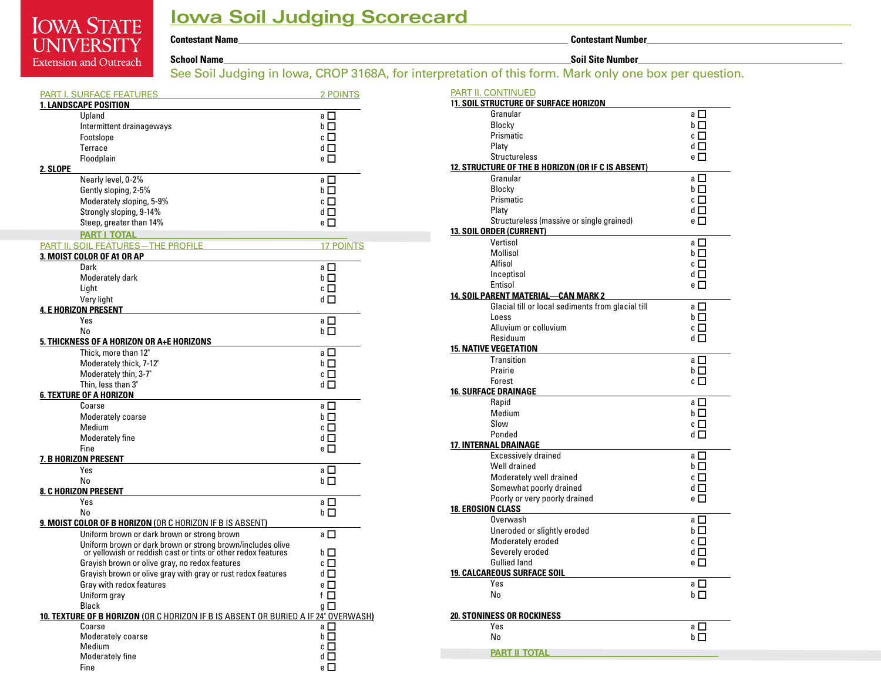Iowa State University Extension and Outreach

# Iowa Soil Judging Scorecard

**Contestant Name**\_\_\_\_\_\_\_\_\_\_\_\_\_\_\_\_\_\_\_\_ **Contestant Number**\_\_\_\_\_\_\_\_\_\_\_\_\_\_\_\_\_\_\_\_

**School Name**\_\_\_\_\_\_\_\_\_\_\_\_\_\_\_\_\_\_\_\_ **Soil Site Number**\_\_\_\_\_\_\_\_\_\_\_\_\_\_\_\_\_\_\_\_

See Soil Judging in Iowa, CROP 3168A, for interpretation of this form. Mark only one box per question.

## PART I. SURFACE FEATURES — 2 POINTS

**1. LANDSCAPE POSITION**

- Upland — a ☐
- Intermittent drainageways — b ☐
- Footslope — c ☐
- Terrace — d ☐
- Floodplain — e ☐

**2. SLOPE**

- Nearly level, 0-2% — a ☐
- Gently sloping, 2-5% — b ☐
- Moderately sloping, 5-9% — c ☐
- Strongly sloping, 9-14% — d ☐
- Steep, greater than 14% — e ☐

**PART I TOTAL** \_\_\_\_\_\_\_\_\_\_

## PART II. SOIL FEATURES—THE PROFILE — 17 POINTS

**3. MOIST COLOR OF A1 OR AP**

- Dark — a ☐
- Moderately dark — b ☐
- Light — c ☐
- Very light — d ☐

**4. E HORIZON PRESENT**

- Yes — a ☐
- No — b ☐

**5. THICKNESS OF A HORIZON OR A+E HORIZONS**

- Thick, more than 12" — a ☐
- Moderately thick, 7-12" — b ☐
- Moderately thin, 3-7" — c ☐
- Thin, less than 3" — d ☐

**6. TEXTURE OF A HORIZON**

- Coarse — a ☐
- Moderately coarse — b ☐
- Medium — c ☐
- Moderately fine — d ☐
- Fine — e ☐

**7. B HORIZON PRESENT**

- Yes — a ☐
- No — b ☐

**8. C HORIZON PRESENT**

- Yes — a ☐
- No — b ☐

**9. MOIST COLOR OF B HORIZON** (OR C HORIZON IF B IS ABSENT)

- Uniform brown or dark brown or strong brown — a ☐
- Uniform brown or dark brown or strong brown/includes olive or yellowish or reddish cast or tints or other redox features — b ☐
- Grayish brown or olive gray, no redox features — c ☐
- Grayish brown or olive gray with gray or rust redox features — d ☐
- Gray with redox features — e ☐
- Uniform gray — f ☐
- Black — g ☐

**10. TEXTURE OF B HORIZON** (OR C HORIZON IF B IS ABSENT OR BURIED A IF 24" OVERWASH)

- Coarse — a ☐
- Moderately coarse — b ☐
- Medium — c ☐
- Moderately fine — d ☐
- Fine — e ☐

## PART II. CONTINUED

**11. SOIL STRUCTURE OF SURFACE HORIZON**

- Granular — a ☐
- Blocky — b ☐
- Prismatic — c ☐
- Platy — d ☐
- Structureless — e ☐

**12. STRUCTURE OF THE B HORIZON (OR IF C IS ABSENT)**

- Granular — a ☐
- Blocky — b ☐
- Prismatic — c ☐
- Platy — d ☐
- Structureless (massive or single grained) — e ☐

**13. SOIL ORDER (CURRENT)**

- Vertisol — a ☐
- Mollisol — b ☐
- Alfisol — c ☐
- Inceptisol — d ☐
- Entisol — e ☐

**14. SOIL PARENT MATERIAL—CAN MARK 2**

- Glacial till or local sediments from glacial till — a ☐
- Loess — b ☐
- Alluvium or colluvium — c ☐
- Residuum — d ☐

**15. NATIVE VEGETATION**

- Transition — a ☐
- Prairie — b ☐
- Forest — c ☐

**16. SURFACE DRAINAGE**

- Rapid — a ☐
- Medium — b ☐
- Slow — c ☐
- Ponded — d ☐

**17. INTERNAL DRAINAGE**

- Excessively drained — a ☐
- Well drained — b ☐
- Moderately well drained — c ☐
- Somewhat poorly drained — d ☐
- Poorly or very poorly drained — e ☐

**18. EROSION CLASS**

- Overwash — a ☐
- Uneroded or slightly eroded — b ☐
- Moderately eroded — c ☐
- Severely eroded — d ☐
- Gullied land — e ☐

**19. CALCAREOUS SURFACE SOIL**

- Yes — a ☐
- No — b ☐

**20. STONINESS OR ROCKINESS**

- Yes — a ☐
- No — b ☐

**PART II TOTAL** \_\_\_\_\_\_\_\_\_\_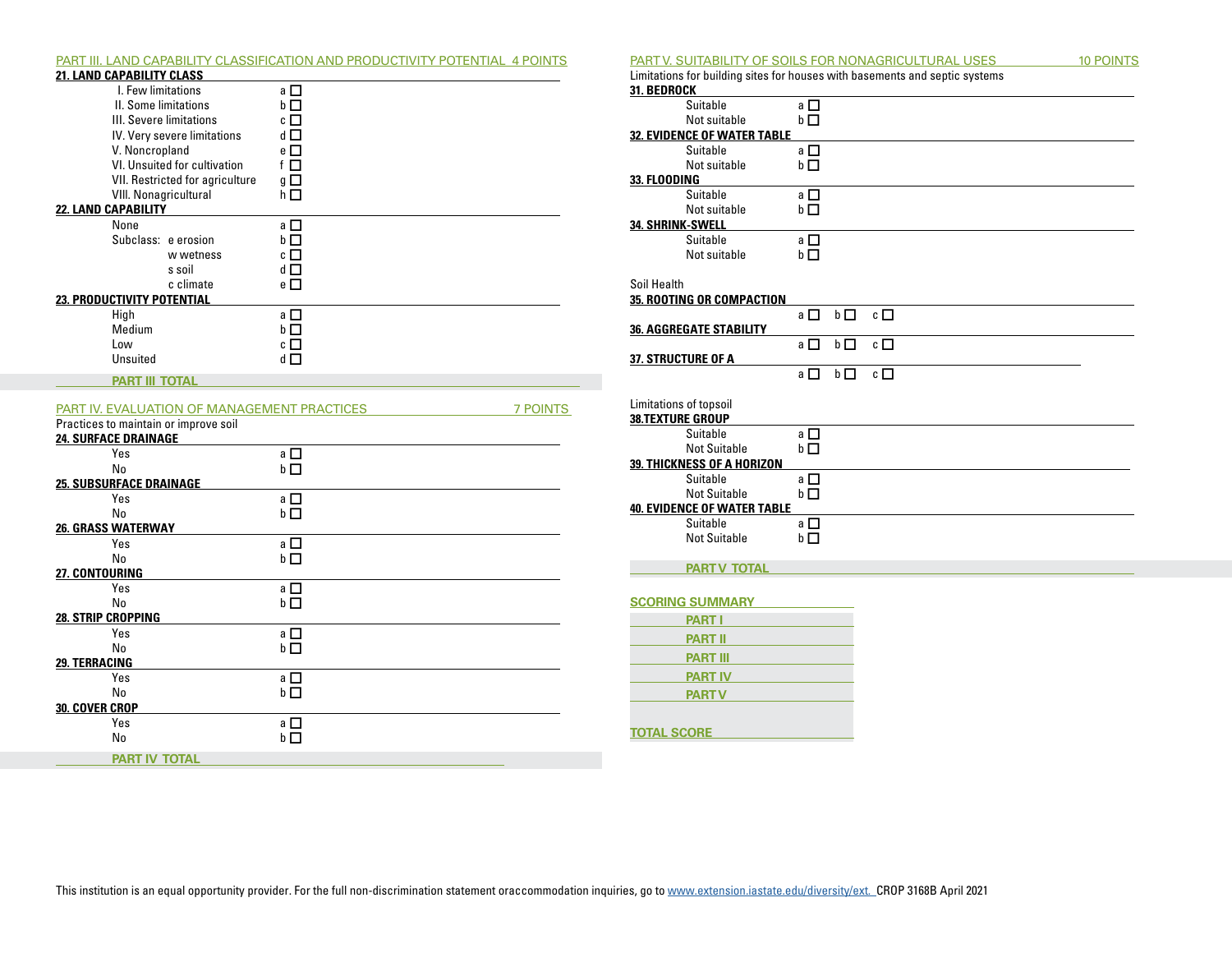## PART III. LAND CAPABILITY CLASSIFICATION AND PRODUCTIVITY POTENTIAL 4 POINTS

**21. LAND CAPABILITY CLASS**

| | |
|---|---|
| I. Few limitations | a ☐ |
| II. Some limitations | b ☐ |
| III. Severe limitations | c ☐ |
| IV. Very severe limitations | d ☐ |
| V. Noncropland | e ☐ |
| VI. Unsuited for cultivation | f ☐ |
| VII. Restricted for agriculture | g ☐ |
| VIII. Nonagricultural | h ☐ |

**22. LAND CAPABILITY**

| | |
|---|---|
| None | a ☐ |
| Subclass: e erosion | b ☐ |
| w wetness | c ☐ |
| s soil | d ☐ |
| c climate | e ☐ |

**23. PRODUCTIVITY POTENTIAL**

| | |
|---|---|
| High | a ☐ |
| Medium | b ☐ |
| Low | c ☐ |
| Unsuited | d ☐ |

**PART III TOTAL** ______

## PART IV. EVALUATION OF MANAGEMENT PRACTICES 7 POINTS

Practices to maintain or improve soil

**24. SURFACE DRAINAGE**

| | |
|---|---|
| Yes | a ☐ |
| No | b ☐ |

**25. SUBSURFACE DRAINAGE**

| | |
|---|---|
| Yes | a ☐ |
| No | b ☐ |

**26. GRASS WATERWAY**

| | |
|---|---|
| Yes | a ☐ |
| No | b ☐ |

**27. CONTOURING**

| | |
|---|---|
| Yes | a ☐ |
| No | b ☐ |

**28. STRIP CROPPING**

| | |
|---|---|
| Yes | a ☐ |
| No | b ☐ |

**29. TERRACING**

| | |
|---|---|
| Yes | a ☐ |
| No | b ☐ |

**30. COVER CROP**

| | |
|---|---|
| Yes | a ☐ |
| No | b ☐ |

**PART IV TOTAL** ______

## PART V. SUITABILITY OF SOILS FOR NONAGRICULTURAL USES 10 POINTS

Limitations for building sites for houses with basements and septic systems

**31. BEDROCK**

| | |
|---|---|
| Suitable | a ☐ |
| Not suitable | b ☐ |

**32. EVIDENCE OF WATER TABLE**

| | |
|---|---|
| Suitable | a ☐ |
| Not suitable | b ☐ |

**33. FLOODING**

| | |
|---|---|
| Suitable | a ☐ |
| Not suitable | b ☐ |

**34. SHRINK-SWELL**

| | |
|---|---|
| Suitable | a ☐ |
| Not suitable | b ☐ |

Soil Health

**35. ROOTING OR COMPACTION**

a ☐ b ☐ c ☐

**36. AGGREGATE STABILITY**

a ☐ b ☐ c ☐

**37. STRUCTURE OF A**

a ☐ b ☐ c ☐

Limitations of topsoil

**38.TEXTURE GROUP**

| | |
|---|---|
| Suitable | a ☐ |
| Not Suitable | b ☐ |

**39. THICKNESS OF A HORIZON**

| | |
|---|---|
| Suitable | a ☐ |
| Not Suitable | b ☐ |

**40. EVIDENCE OF WATER TABLE**

| | |
|---|---|
| Suitable | a ☐ |
| Not Suitable | b ☐ |

**PART V TOTAL** ______

## SCORING SUMMARY

| | |
|---|---|
| PART I | |
| PART II | |
| PART III | |
| PART IV | |
| PART V | |
| **TOTAL SCORE** | |

This institution is an equal opportunity provider. For the full non-discrimination statement oraccommodation inquiries, go to www.extension.iastate.edu/diversity/ext. CROP 3168B April 2021